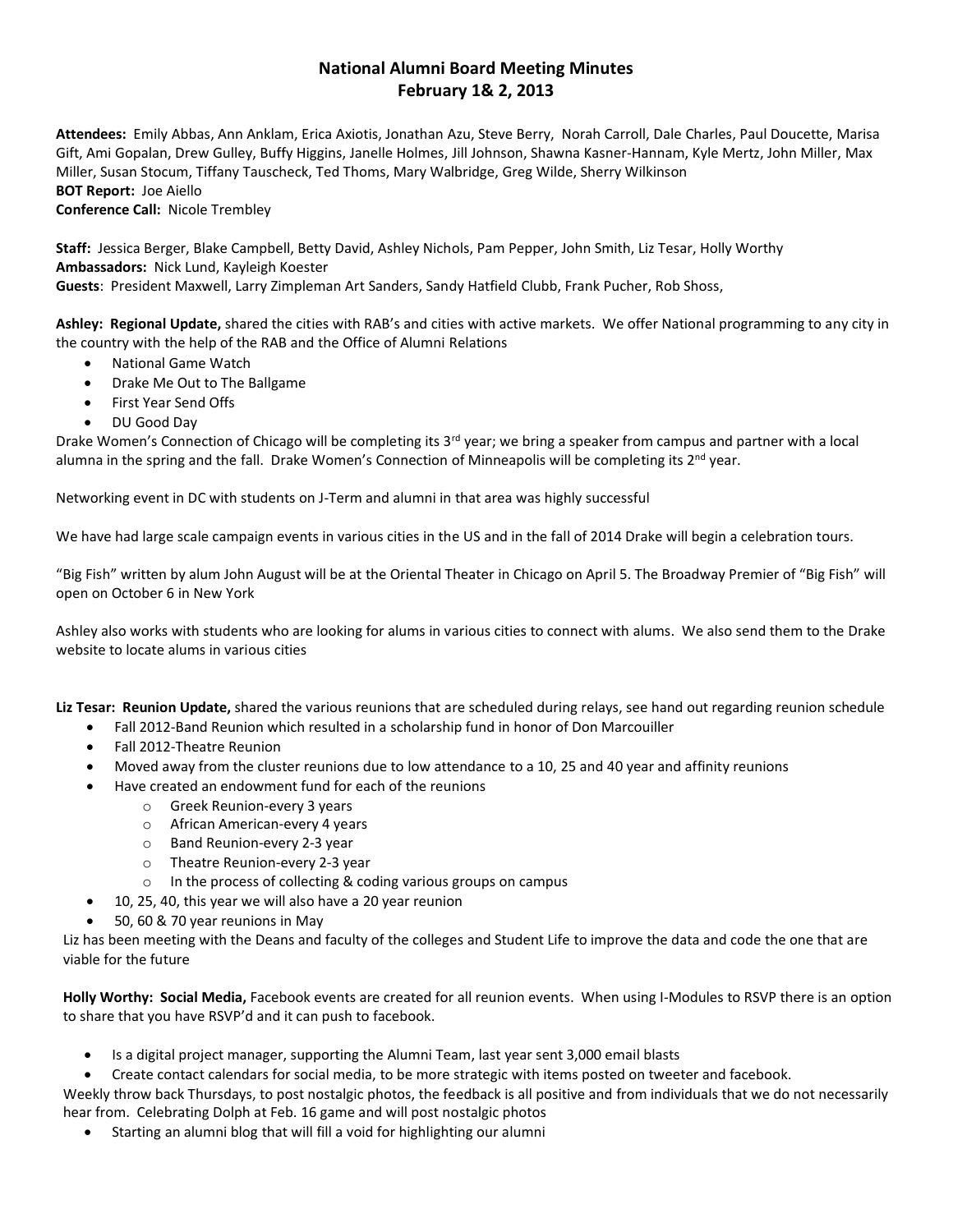# National Alumni Board Meeting Minutes
## February 1& 2, 2013

**Attendees:** Emily Abbas, Ann Anklam, Erica Axiotis, Jonathan Azu, Steve Berry, Norah Carroll, Dale Charles, Paul Doucette, Marisa Gift, Ami Gopalan, Drew Gulley, Buffy Higgins, Janelle Holmes, Jill Johnson, Shawna Kasner-Hannam, Kyle Mertz, John Miller, Max Miller, Susan Stocum, Tiffany Tauscheck, Ted Thoms, Mary Walbridge, Greg Wilde, Sherry Wilkinson
**BOT Report:** Joe Aiello
**Conference Call:** Nicole Trembley

**Staff:** Jessica Berger, Blake Campbell, Betty David, Ashley Nichols, Pam Pepper, John Smith, Liz Tesar, Holly Worthy
**Ambassadors:** Nick Lund, Kayleigh Koester
**Guests**: President Maxwell, Larry Zimpleman Art Sanders, Sandy Hatfield Clubb, Frank Pucher, Rob Shoss,

**Ashley: Regional Update,** shared the cities with RAB's and cities with active markets. We offer National programming to any city in the country with the help of the RAB and the Office of Alumni Relations

- National Game Watch
- Drake Me Out to The Ballgame
- First Year Send Offs
- DU Good Day

Drake Women's Connection of Chicago will be completing its 3rd year; we bring a speaker from campus and partner with a local alumna in the spring and the fall. Drake Women's Connection of Minneapolis will be completing its 2nd year.

Networking event in DC with students on J-Term and alumni in that area was highly successful

We have had large scale campaign events in various cities in the US and in the fall of 2014 Drake will begin a celebration tours.

"Big Fish" written by alum John August will be at the Oriental Theater in Chicago on April 5. The Broadway Premier of "Big Fish" will open on October 6 in New York

Ashley also works with students who are looking for alums in various cities to connect with alums. We also send them to the Drake website to locate alums in various cities

**Liz Tesar: Reunion Update,** shared the various reunions that are scheduled during relays, see hand out regarding reunion schedule

- Fall 2012-Band Reunion which resulted in a scholarship fund in honor of Don Marcouiller
- Fall 2012-Theatre Reunion
- Moved away from the cluster reunions due to low attendance to a 10, 25 and 40 year and affinity reunions
- Have created an endowment fund for each of the reunions
  - Greek Reunion-every 3 years
  - African American-every 4 years
  - Band Reunion-every 2-3 year
  - Theatre Reunion-every 2-3 year
  - In the process of collecting & coding various groups on campus
- 10, 25, 40, this year we will also have a 20 year reunion
- 50, 60 & 70 year reunions in May

Liz has been meeting with the Deans and faculty of the colleges and Student Life to improve the data and code the one that are viable for the future

**Holly Worthy: Social Media,** Facebook events are created for all reunion events. When using I-Modules to RSVP there is an option to share that you have RSVP'd and it can push to facebook.

- Is a digital project manager, supporting the Alumni Team, last year sent 3,000 email blasts
- Create contact calendars for social media, to be more strategic with items posted on tweeter and facebook.

Weekly throw back Thursdays, to post nostalgic photos, the feedback is all positive and from individuals that we do not necessarily hear from. Celebrating Dolph at Feb. 16 game and will post nostalgic photos

- Starting an alumni blog that will fill a void for highlighting our alumni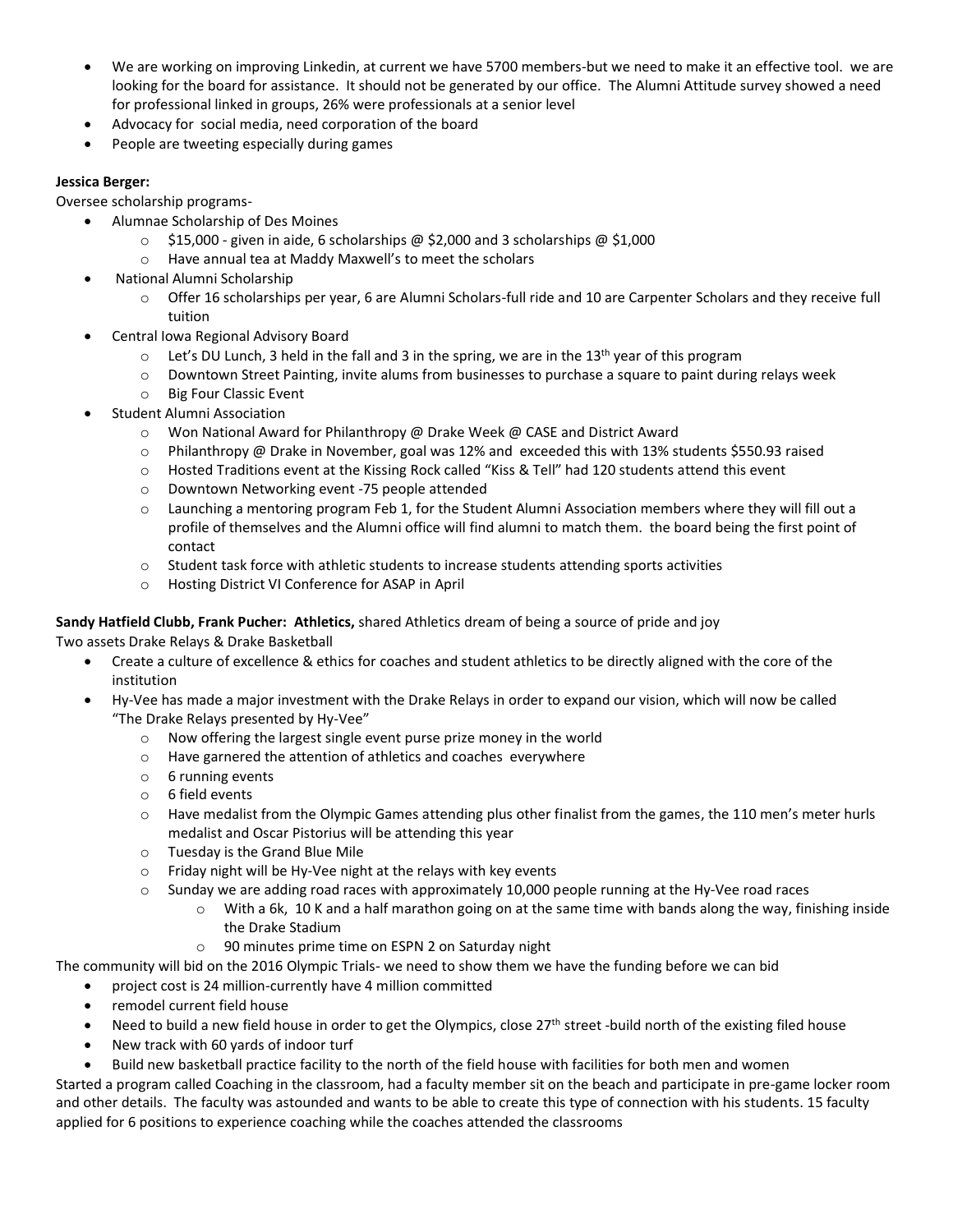- We are working on improving Linkedin, at current we have 5700 members-but we need to make it an effective tool. we are looking for the board for assistance. It should not be generated by our office. The Alumni Attitude survey showed a need for professional linked in groups, 26% were professionals at a senior level
- Advocacy for social media, need corporation of the board
- People are tweeting especially during games

**Jessica Berger:**

Oversee scholarship programs-

- Alumnae Scholarship of Des Moines
  - $15,000 - given in aide, 6 scholarships @ $2,000 and 3 scholarships @ $1,000
  - Have annual tea at Maddy Maxwell's to meet the scholars
- National Alumni Scholarship
  - Offer 16 scholarships per year, 6 are Alumni Scholars-full ride and 10 are Carpenter Scholars and they receive full tuition
- Central Iowa Regional Advisory Board
  - Let's DU Lunch, 3 held in the fall and 3 in the spring, we are in the 13th year of this program
  - Downtown Street Painting, invite alums from businesses to purchase a square to paint during relays week
  - Big Four Classic Event
- Student Alumni Association
  - Won National Award for Philanthropy @ Drake Week @ CASE and District Award
  - Philanthropy @ Drake in November, goal was 12% and exceeded this with 13% students $550.93 raised
  - Hosted Traditions event at the Kissing Rock called "Kiss & Tell" had 120 students attend this event
  - Downtown Networking event -75 people attended
  - Launching a mentoring program Feb 1, for the Student Alumni Association members where they will fill out a profile of themselves and the Alumni office will find alumni to match them. the board being the first point of contact
  - Student task force with athletic students to increase students attending sports activities
  - Hosting District VI Conference for ASAP in April

**Sandy Hatfield Clubb, Frank Pucher: Athletics,** shared Athletics dream of being a source of pride and joy

Two assets Drake Relays & Drake Basketball

- Create a culture of excellence & ethics for coaches and student athletics to be directly aligned with the core of the institution
- Hy-Vee has made a major investment with the Drake Relays in order to expand our vision, which will now be called "The Drake Relays presented by Hy-Vee"
  - Now offering the largest single event purse prize money in the world
  - Have garnered the attention of athletics and coaches everywhere
  - 6 running events
  - 6 field events
  - Have medalist from the Olympic Games attending plus other finalist from the games, the 110 men's meter hurls medalist and Oscar Pistorius will be attending this year
  - Tuesday is the Grand Blue Mile
  - Friday night will be Hy-Vee night at the relays with key events
  - Sunday we are adding road races with approximately 10,000 people running at the Hy-Vee road races
    - With a 6k, 10 K and a half marathon going on at the same time with bands along the way, finishing inside the Drake Stadium
    - 90 minutes prime time on ESPN 2 on Saturday night

The community will bid on the 2016 Olympic Trials- we need to show them we have the funding before we can bid

- project cost is 24 million-currently have 4 million committed
- remodel current field house
- Need to build a new field house in order to get the Olympics, close 27th street -build north of the existing filed house
- New track with 60 yards of indoor turf
- Build new basketball practice facility to the north of the field house with facilities for both men and women

Started a program called Coaching in the classroom, had a faculty member sit on the beach and participate in pre-game locker room and other details. The faculty was astounded and wants to be able to create this type of connection with his students. 15 faculty applied for 6 positions to experience coaching while the coaches attended the classrooms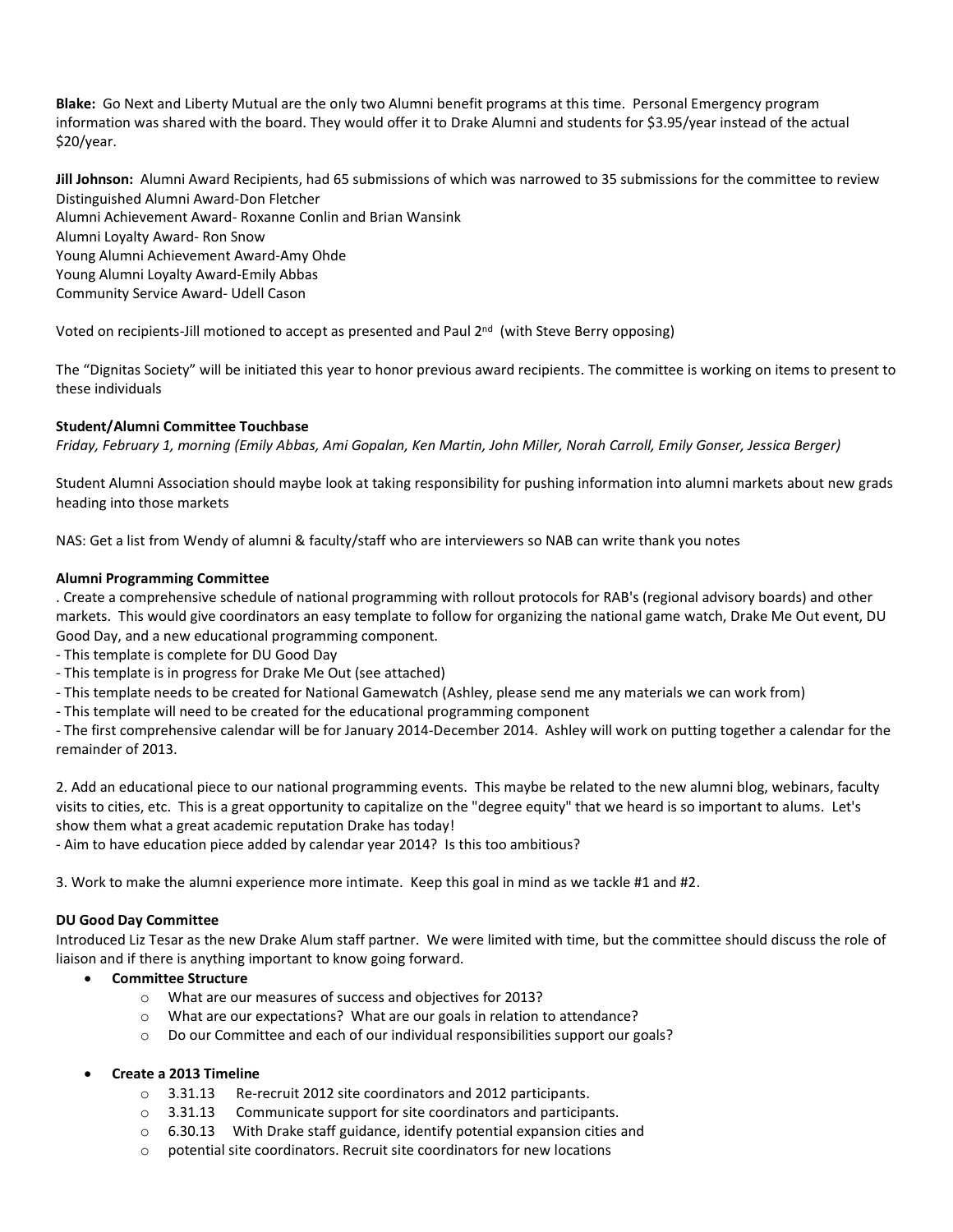**Blake:** Go Next and Liberty Mutual are the only two Alumni benefit programs at this time. Personal Emergency program information was shared with the board. They would offer it to Drake Alumni and students for $3.95/year instead of the actual $20/year.

**Jill Johnson:** Alumni Award Recipients, had 65 submissions of which was narrowed to 35 submissions for the committee to review
Distinguished Alumni Award-Don Fletcher
Alumni Achievement Award- Roxanne Conlin and Brian Wansink
Alumni Loyalty Award- Ron Snow
Young Alumni Achievement Award-Amy Ohde
Young Alumni Loyalty Award-Emily Abbas
Community Service Award- Udell Cason

Voted on recipients-Jill motioned to accept as presented and Paul 2nd (with Steve Berry opposing)

The "Dignitas Society" will be initiated this year to honor previous award recipients. The committee is working on items to present to these individuals

**Student/Alumni Committee Touchbase**
*Friday, February 1, morning (Emily Abbas, Ami Gopalan, Ken Martin, John Miller, Norah Carroll, Emily Gonser, Jessica Berger)*

Student Alumni Association should maybe look at taking responsibility for pushing information into alumni markets about new grads heading into those markets

NAS: Get a list from Wendy of alumni & faculty/staff who are interviewers so NAB can write thank you notes

**Alumni Programming Committee**
. Create a comprehensive schedule of national programming with rollout protocols for RAB's (regional advisory boards) and other markets. This would give coordinators an easy template to follow for organizing the national game watch, Drake Me Out event, DU Good Day, and a new educational programming component.
- This template is complete for DU Good Day
- This template is in progress for Drake Me Out (see attached)
- This template needs to be created for National Gamewatch (Ashley, please send me any materials we can work from)
- This template will need to be created for the educational programming component
- The first comprehensive calendar will be for January 2014-December 2014. Ashley will work on putting together a calendar for the remainder of 2013.

2. Add an educational piece to our national programming events. This maybe be related to the new alumni blog, webinars, faculty visits to cities, etc. This is a great opportunity to capitalize on the "degree equity" that we heard is so important to alums. Let's show them what a great academic reputation Drake has today!
- Aim to have education piece added by calendar year 2014? Is this too ambitious?

3. Work to make the alumni experience more intimate. Keep this goal in mind as we tackle #1 and #2.

**DU Good Day Committee**
Introduced Liz Tesar as the new Drake Alum staff partner. We were limited with time, but the committee should discuss the role of liaison and if there is anything important to know going forward.

- **Committee Structure**
  - What are our measures of success and objectives for 2013?
  - What are our expectations? What are our goals in relation to attendance?
  - Do our Committee and each of our individual responsibilities support our goals?

- **Create a 2013 Timeline**
  - 3.31.13 Re-recruit 2012 site coordinators and 2012 participants.
  - 3.31.13 Communicate support for site coordinators and participants.
  - 6.30.13 With Drake staff guidance, identify potential expansion cities and
  - potential site coordinators. Recruit site coordinators for new locations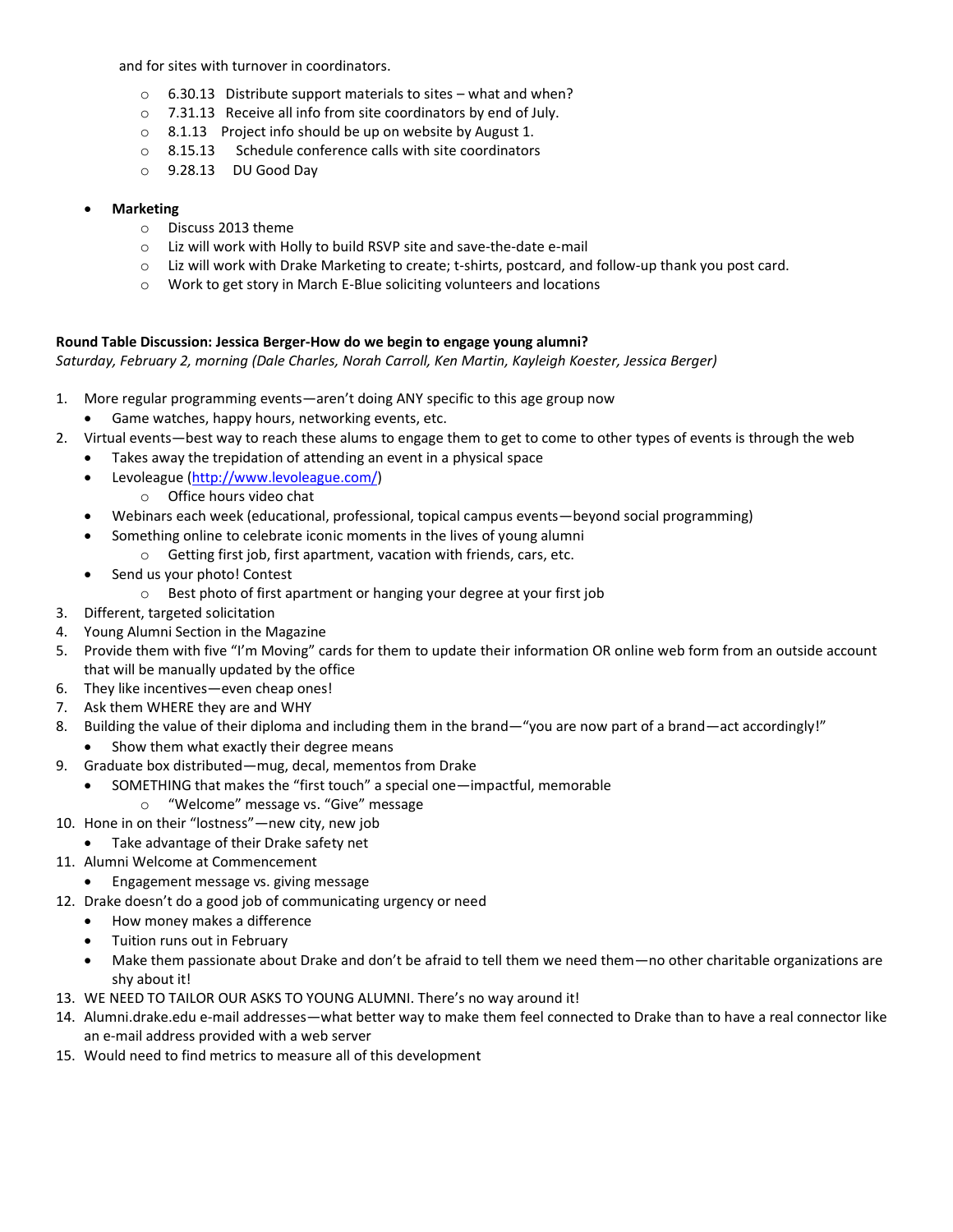and for sites with turnover in coordinators.

  - 6.30.13 Distribute support materials to sites – what and when?
  - 7.31.13 Receive all info from site coordinators by end of July.
  - 8.1.13 Project info should be up on website by August 1.
  - 8.15.13 Schedule conference calls with site coordinators
  - 9.28.13 DU Good Day

- **Marketing**
  - Discuss 2013 theme
  - Liz will work with Holly to build RSVP site and save-the-date e-mail
  - Liz will work with Drake Marketing to create; t-shirts, postcard, and follow-up thank you post card.
  - Work to get story in March E-Blue soliciting volunteers and locations

**Round Table Discussion: Jessica Berger-How do we begin to engage young alumni?**
*Saturday, February 2, morning (Dale Charles, Norah Carroll, Ken Martin, Kayleigh Koester, Jessica Berger)*

1. More regular programming events—aren't doing ANY specific to this age group now
   - Game watches, happy hours, networking events, etc.
2. Virtual events—best way to reach these alums to engage them to get to come to other types of events is through the web
   - Takes away the trepidation of attending an event in a physical space
   - Levoleague (http://www.levoleague.com/)
     - Office hours video chat
   - Webinars each week (educational, professional, topical campus events—beyond social programming)
   - Something online to celebrate iconic moments in the lives of young alumni
     - Getting first job, first apartment, vacation with friends, cars, etc.
   - Send us your photo! Contest
     - Best photo of first apartment or hanging your degree at your first job
3. Different, targeted solicitation
4. Young Alumni Section in the Magazine
5. Provide them with five "I'm Moving" cards for them to update their information OR online web form from an outside account that will be manually updated by the office
6. They like incentives—even cheap ones!
7. Ask them WHERE they are and WHY
8. Building the value of their diploma and including them in the brand—"you are now part of a brand—act accordingly!"
   - Show them what exactly their degree means
9. Graduate box distributed—mug, decal, mementos from Drake
   - SOMETHING that makes the "first touch" a special one—impactful, memorable
     - "Welcome" message vs. "Give" message
10. Hone in on their "lostness"—new city, new job
    - Take advantage of their Drake safety net
11. Alumni Welcome at Commencement
    - Engagement message vs. giving message
12. Drake doesn't do a good job of communicating urgency or need
    - How money makes a difference
    - Tuition runs out in February
    - Make them passionate about Drake and don't be afraid to tell them we need them—no other charitable organizations are shy about it!
13. WE NEED TO TAILOR OUR ASKS TO YOUNG ALUMNI. There's no way around it!
14. Alumni.drake.edu e-mail addresses—what better way to make them feel connected to Drake than to have a real connector like an e-mail address provided with a web server
15. Would need to find metrics to measure all of this development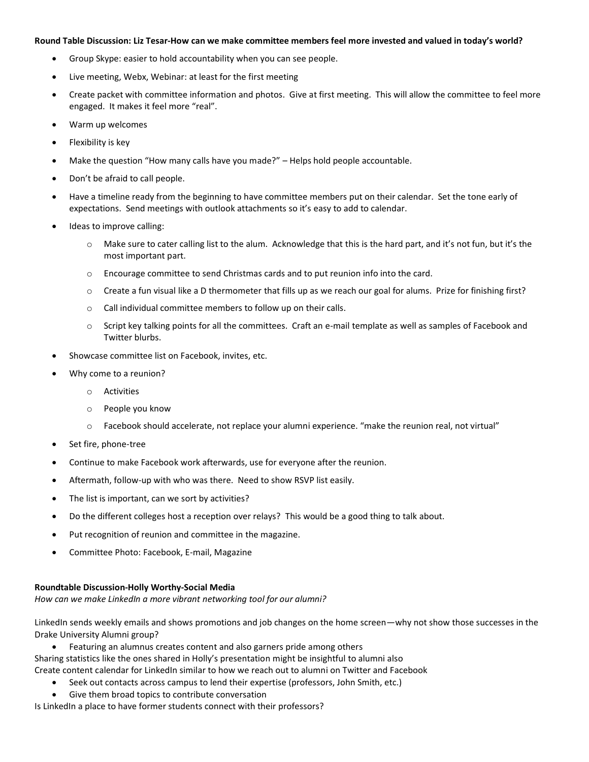**Round Table Discussion: Liz Tesar-How can we make committee members feel more invested and valued in today's world?**

- Group Skype: easier to hold accountability when you can see people.
- Live meeting, Webx, Webinar: at least for the first meeting
- Create packet with committee information and photos. Give at first meeting. This will allow the committee to feel more engaged. It makes it feel more "real".
- Warm up welcomes
- Flexibility is key
- Make the question "How many calls have you made?" – Helps hold people accountable.
- Don't be afraid to call people.
- Have a timeline ready from the beginning to have committee members put on their calendar. Set the tone early of expectations. Send meetings with outlook attachments so it's easy to add to calendar.
- Ideas to improve calling:
    - Make sure to cater calling list to the alum. Acknowledge that this is the hard part, and it's not fun, but it's the most important part.
    - Encourage committee to send Christmas cards and to put reunion info into the card.
    - Create a fun visual like a D thermometer that fills up as we reach our goal for alums. Prize for finishing first?
    - Call individual committee members to follow up on their calls.
    - Script key talking points for all the committees. Craft an e-mail template as well as samples of Facebook and Twitter blurbs.
- Showcase committee list on Facebook, invites, etc.
- Why come to a reunion?
    - Activities
    - People you know
    - Facebook should accelerate, not replace your alumni experience. "make the reunion real, not virtual"
- Set fire, phone-tree
- Continue to make Facebook work afterwards, use for everyone after the reunion.
- Aftermath, follow-up with who was there. Need to show RSVP list easily.
- The list is important, can we sort by activities?
- Do the different colleges host a reception over relays? This would be a good thing to talk about.
- Put recognition of reunion and committee in the magazine.
- Committee Photo: Facebook, E-mail, Magazine

**Roundtable Discussion-Holly Worthy-Social Media**

*How can we make LinkedIn a more vibrant networking tool for our alumni?*

LinkedIn sends weekly emails and shows promotions and job changes on the home screen—why not show those successes in the Drake University Alumni group?

- Featuring an alumnus creates content and also garners pride among others

Sharing statistics like the ones shared in Holly's presentation might be insightful to alumni also

Create content calendar for LinkedIn similar to how we reach out to alumni on Twitter and Facebook

- Seek out contacts across campus to lend their expertise (professors, John Smith, etc.)
- Give them broad topics to contribute conversation

Is LinkedIn a place to have former students connect with their professors?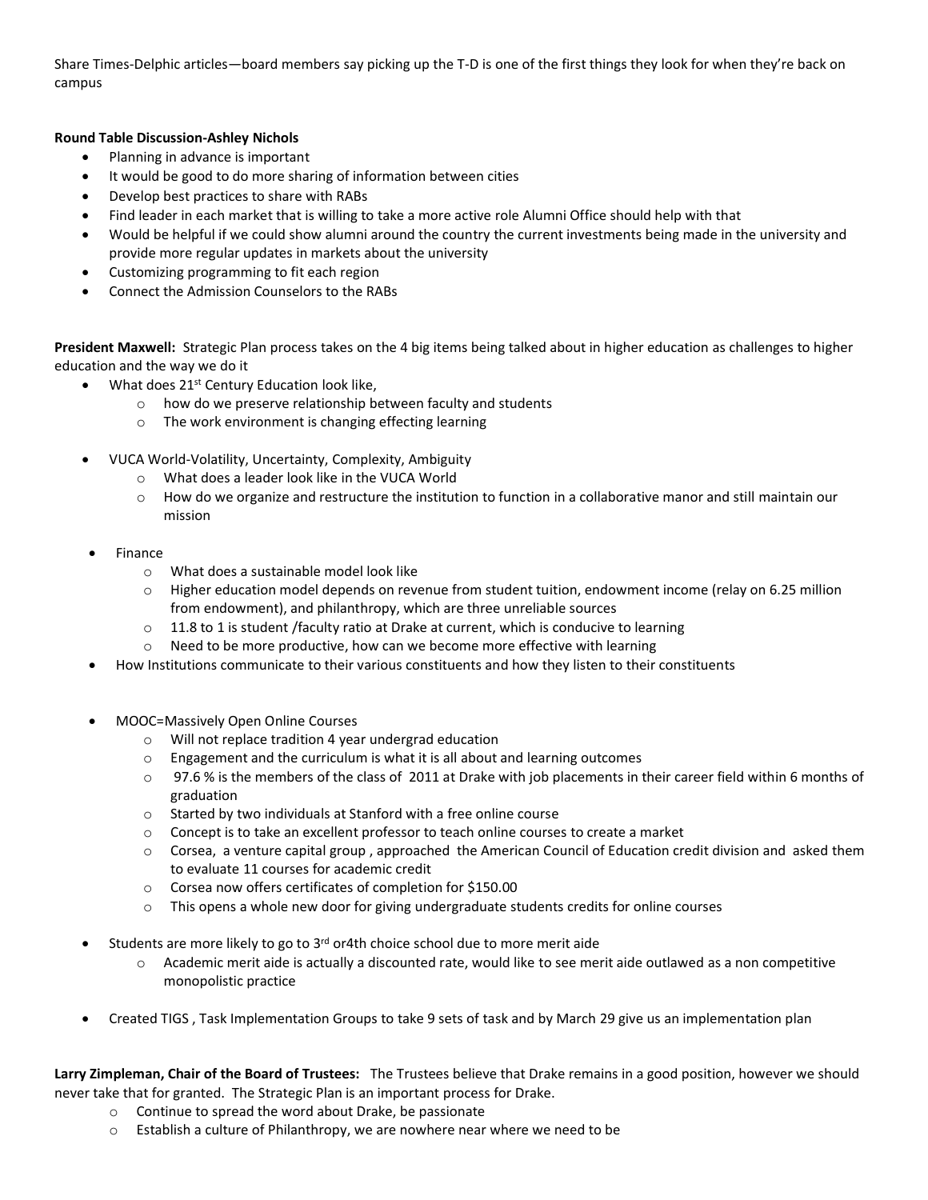Share Times-Delphic articles—board members say picking up the T-D is one of the first things they look for when they're back on campus

**Round Table Discussion-Ashley Nichols**

- Planning in advance is important
- It would be good to do more sharing of information between cities
- Develop best practices to share with RABs
- Find leader in each market that is willing to take a more active role Alumni Office should help with that
- Would be helpful if we could show alumni around the country the current investments being made in the university and provide more regular updates in markets about the university
- Customizing programming to fit each region
- Connect the Admission Counselors to the RABs

**President Maxwell:** Strategic Plan process takes on the 4 big items being talked about in higher education as challenges to higher education and the way we do it

- What does 21st Century Education look like,
  - how do we preserve relationship between faculty and students
  - The work environment is changing effecting learning
- VUCA World-Volatility, Uncertainty, Complexity, Ambiguity
  - What does a leader look like in the VUCA World
  - How do we organize and restructure the institution to function in a collaborative manor and still maintain our mission
- Finance
  - What does a sustainable model look like
  - Higher education model depends on revenue from student tuition, endowment income (relay on 6.25 million from endowment), and philanthropy, which are three unreliable sources
  - 11.8 to 1 is student /faculty ratio at Drake at current, which is conducive to learning
  - Need to be more productive, how can we become more effective with learning
- How Institutions communicate to their various constituents and how they listen to their constituents
- MOOC=Massively Open Online Courses
  - Will not replace tradition 4 year undergrad education
  - Engagement and the curriculum is what it is all about and learning outcomes
  - 97.6 % is the members of the class of 2011 at Drake with job placements in their career field within 6 months of graduation
  - Started by two individuals at Stanford with a free online course
  - Concept is to take an excellent professor to teach online courses to create a market
  - Corsea, a venture capital group , approached the American Council of Education credit division and asked them to evaluate 11 courses for academic credit
  - Corsea now offers certificates of completion for $150.00
  - This opens a whole new door for giving undergraduate students credits for online courses
- Students are more likely to go to 3rd or4th choice school due to more merit aide
  - Academic merit aide is actually a discounted rate, would like to see merit aide outlawed as a non competitive monopolistic practice
- Created TIGS , Task Implementation Groups to take 9 sets of task and by March 29 give us an implementation plan

**Larry Zimpleman, Chair of the Board of Trustees:** The Trustees believe that Drake remains in a good position, however we should never take that for granted. The Strategic Plan is an important process for Drake.

- Continue to spread the word about Drake, be passionate
- Establish a culture of Philanthropy, we are nowhere near where we need to be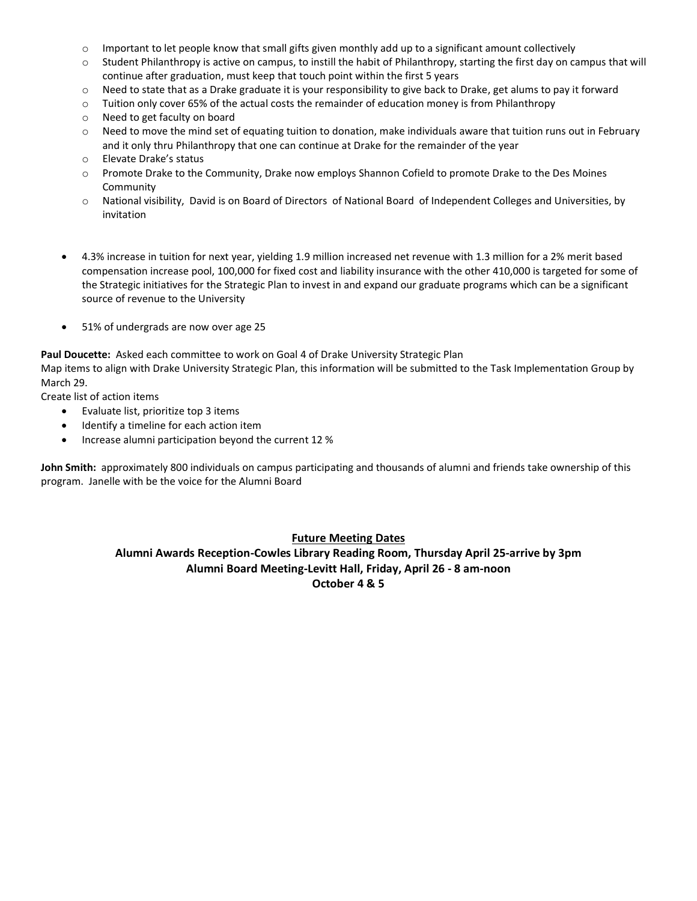- Important to let people know that small gifts given monthly add up to a significant amount collectively
    - Student Philanthropy is active on campus, to instill the habit of Philanthropy, starting the first day on campus that will continue after graduation, must keep that touch point within the first 5 years
    - Need to state that as a Drake graduate it is your responsibility to give back to Drake, get alums to pay it forward
    - Tuition only cover 65% of the actual costs the remainder of education money is from Philanthropy
    - Need to get faculty on board
    - Need to move the mind set of equating tuition to donation, make individuals aware that tuition runs out in February and it only thru Philanthropy that one can continue at Drake for the remainder of the year
    - Elevate Drake's status
    - Promote Drake to the Community, Drake now employs Shannon Cofield to promote Drake to the Des Moines Community
    - National visibility, David is on Board of Directors of National Board of Independent Colleges and Universities, by invitation

- 4.3% increase in tuition for next year, yielding 1.9 million increased net revenue with 1.3 million for a 2% merit based compensation increase pool, 100,000 for fixed cost and liability insurance with the other 410,000 is targeted for some of the Strategic initiatives for the Strategic Plan to invest in and expand our graduate programs which can be a significant source of revenue to the University

- 51% of undergrads are now over age 25

**Paul Doucette:** Asked each committee to work on Goal 4 of Drake University Strategic Plan
Map items to align with Drake University Strategic Plan, this information will be submitted to the Task Implementation Group by March 29.
Create list of action items

- Evaluate list, prioritize top 3 items
- Identify a timeline for each action item
- Increase alumni participation beyond the current 12 %

**John Smith:** approximately 800 individuals on campus participating and thousands of alumni and friends take ownership of this program. Janelle with be the voice for the Alumni Board

**Future Meeting Dates**

**Alumni Awards Reception-Cowles Library Reading Room, Thursday April 25-arrive by 3pm**

**Alumni Board Meeting-Levitt Hall, Friday, April 26 - 8 am-noon**

**October 4 & 5**